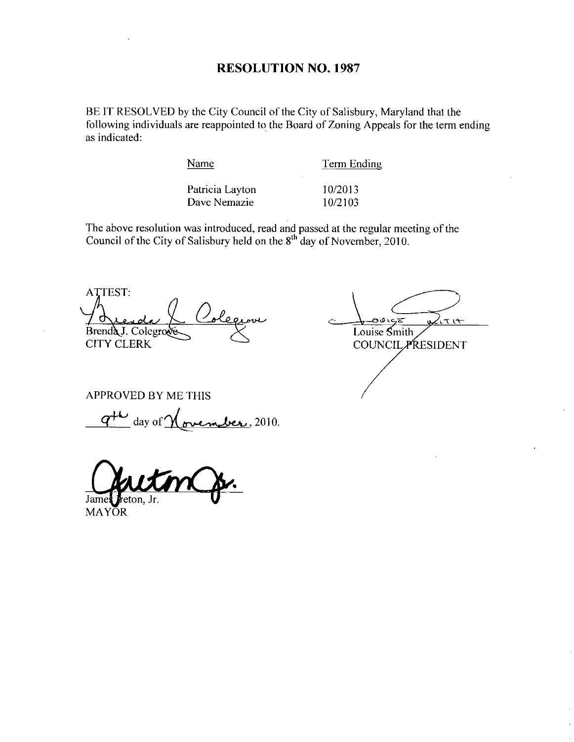# RESOLUTION NO. 1987

BE IT RESOLVED by the City Council of the City of Salisbury, Maryland that the following individuals are reappointed to the Board of Zoning Appeals for the term ending as indicated:

| Name | Term Ending |
|---|---|
| Patricia Layton | 10/2013 |
| Dave Nemazie | 10/2103 |

The above resolution was introduced, read and passed at the regular meeting of the Council of the City of Salisbury held on the 8th day of November, 2010.

ATTEST:

Brenda J. Colegrove
CITY CLERK

Louise Smith
COUNCIL PRESIDENT

APPROVED BY ME THIS

9th day of November, 2010.

James Ireton, Jr.
MAYOR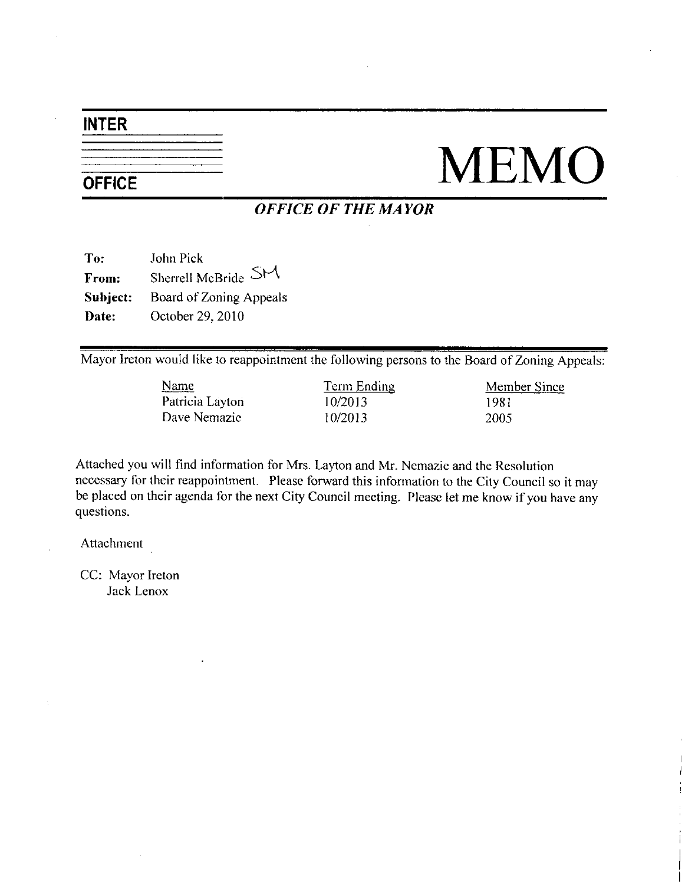# INTER OFFICE MEMO

## *OFFICE OF THE MAYOR*

**To:** John Pick
**From:** Sherrell McBride SM
**Subject:** Board of Zoning Appeals
**Date:** October 29, 2010

Mayor Ireton would like to reappointment the following persons to the Board of Zoning Appeals:

| Name | Term Ending | Member Since |
|---|---|---|
| Patricia Layton | 10/2013 | 1981 |
| Dave Nemazie | 10/2013 | 2005 |

Attached you will find information for Mrs. Layton and Mr. Nemazie and the Resolution necessary for their reappointment. Please forward this information to the City Council so it may be placed on their agenda for the next City Council meeting. Please let me know if you have any questions.

Attachment

CC: Mayor Ireton
Jack Lenox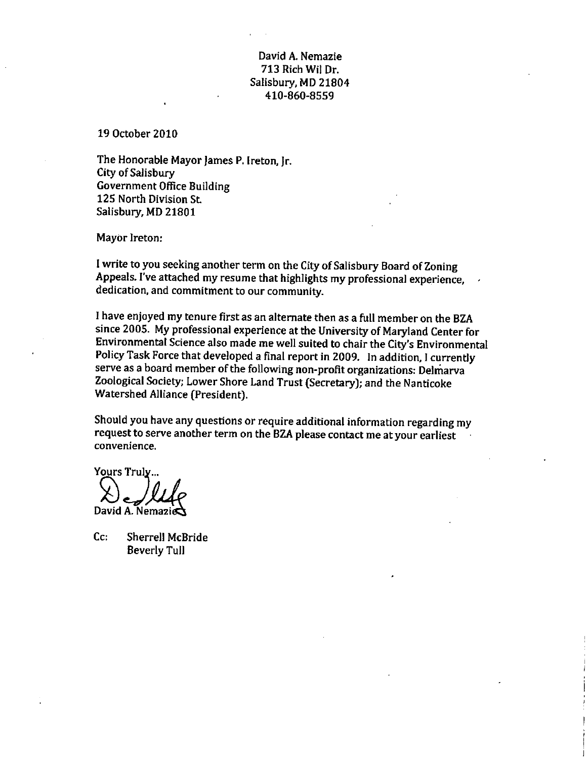David A. Nemazie
713 Rich Wil Dr.
Salisbury, MD 21804
410-860-8559

19 October 2010

The Honorable Mayor James P. Ireton, Jr.
City of Salisbury
Government Office Building
125 North Division St.
Salisbury, MD 21801

Mayor Ireton:

I write to you seeking another term on the City of Salisbury Board of Zoning Appeals. I've attached my resume that highlights my professional experience, dedication, and commitment to our community.

I have enjoyed my tenure first as an alternate then as a full member on the BZA since 2005. My professional experience at the University of Maryland Center for Environmental Science also made me well suited to chair the City's Environmental Policy Task Force that developed a final report in 2009. In addition, I currently serve as a board member of the following non-profit organizations: Delmarva Zoological Society; Lower Shore Land Trust (Secretary); and the Nanticoke Watershed Alliance (President).

Should you have any questions or require additional information regarding my request to serve another term on the BZA please contact me at your earliest convenience.

Yours Truly...

David A. Nemazie

Cc: Sherrell McBride
Beverly Tull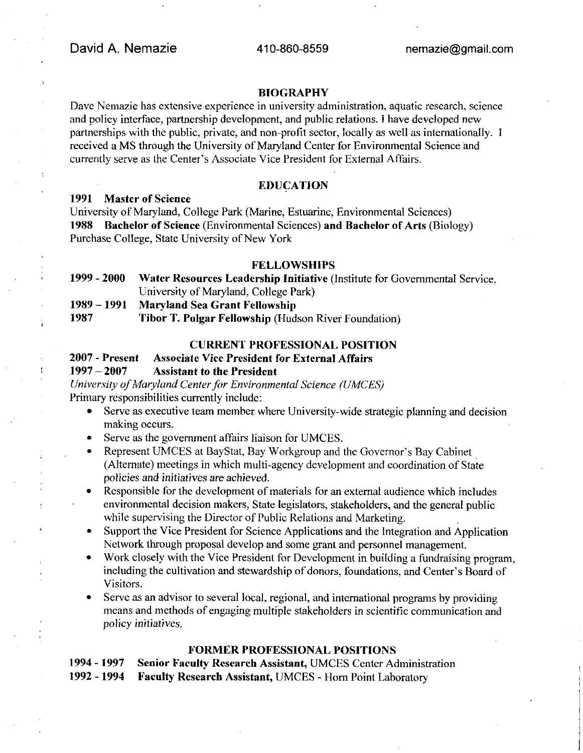David A. Nemazie 410-860-8559 nemazie@gmail.com

## BIOGRAPHY

Dave Nemazie has extensive experience in university administration, aquatic research, science and policy interface, partnership development, and public relations. I have developed new partnerships with the public, private, and non-profit sector, locally as well as internationally. I received a MS through the University of Maryland Center for Environmental Science and currently serve as the Center's Associate Vice President for External Affairs.

## EDUCATION

**1991 Master of Science**
University of Maryland, College Park (Marine, Estuarine, Environmental Sciences)
**1988 Bachelor of Science** (Environmental Sciences) **and Bachelor of Arts** (Biology)
Purchase College, State University of New York

## FELLOWSHIPS

**1999 - 2000 Water Resources Leadership Initiative** (Institute for Governmental Service, University of Maryland, College Park)
**1989 – 1991 Maryland Sea Grant Fellowship**
**1987 Tibor T. Polgar Fellowship** (Hudson River Foundation)

## CURRENT PROFESSIONAL POSITION

**2007 - Present Associate Vice President for External Affairs**
**1997 – 2007 Assistant to the President**
*University of Maryland Center for Environmental Science (UMCES)*
Primary responsibilities currently include:

- Serve as executive team member where University-wide strategic planning and decision making occurs.
- Serve as the government affairs liaison for UMCES.
- Represent UMCES at BayStat, Bay Workgroup and the Governor's Bay Cabinet (Alternate) meetings in which multi-agency development and coordination of State policies and initiatives are achieved.
- Responsible for the development of materials for an external audience which includes environmental decision makers, State legislators, stakeholders, and the general public while supervising the Director of Public Relations and Marketing.
- Support the Vice President for Science Applications and the Integration and Application Network through proposal develop and some grant and personnel management.
- Work closely with the Vice President for Development in building a fundraising program, including the cultivation and stewardship of donors, foundations, and Center's Board of Visitors.
- Serve as an advisor to several local, regional, and international programs by providing means and methods of engaging multiple stakeholders in scientific communication and policy initiatives.

## FORMER PROFESSIONAL POSITIONS

**1994 - 1997 Senior Faculty Research Assistant,** UMCES Center Administration
**1992 - 1994 Faculty Research Assistant,** UMCES - Horn Point Laboratory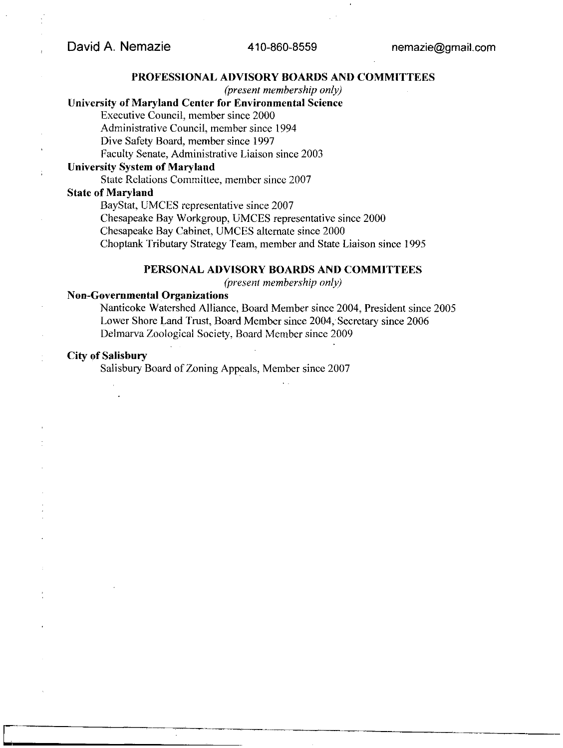## PROFESSIONAL ADVISORY BOARDS AND COMMITTEES

*(present membership only)*

**University of Maryland Center for Environmental Science**

- Executive Council, member since 2000
- Administrative Council, member since 1994
- Dive Safety Board, member since 1997
- Faculty Senate, Administrative Liaison since 2003

**University System of Maryland**

- State Relations Committee, member since 2007

**State of Maryland**

- BayStat, UMCES representative since 2007
- Chesapeake Bay Workgroup, UMCES representative since 2000
- Chesapeake Bay Cabinet, UMCES alternate since 2000
- Choptank Tributary Strategy Team, member and State Liaison since 1995

## PERSONAL ADVISORY BOARDS AND COMMITTEES

*(present membership only)*

**Non-Governmental Organizations**

- Nanticoke Watershed Alliance, Board Member since 2004, President since 2005
- Lower Shore Land Trust, Board Member since 2004, Secretary since 2006
- Delmarva Zoological Society, Board Member since 2009

**City of Salisbury**

- Salisbury Board of Zoning Appeals, Member since 2007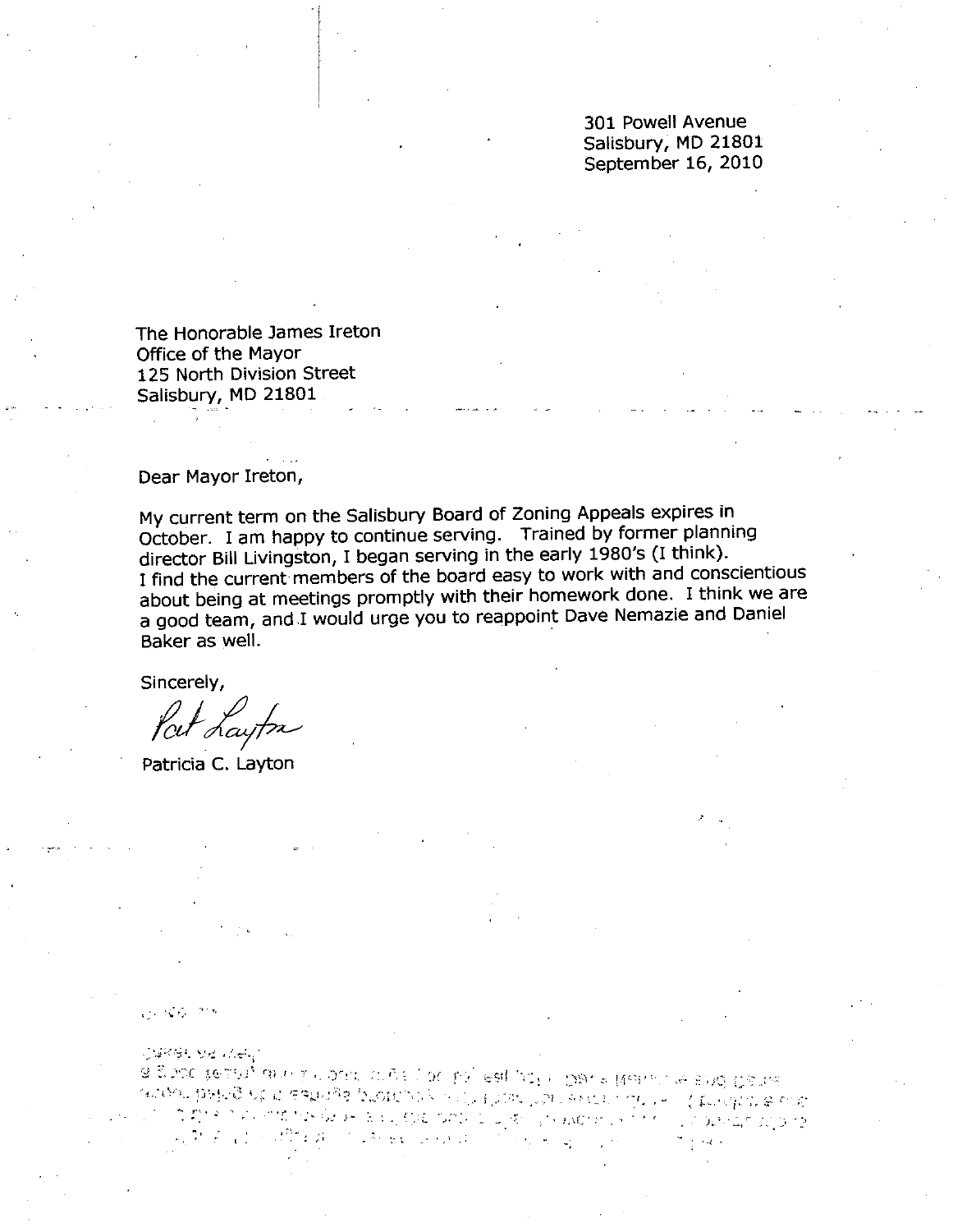301 Powell Avenue
Salisbury, MD 21801
September 16, 2010

The Honorable James Ireton
Office of the Mayor
125 North Division Street
Salisbury, MD 21801

Dear Mayor Ireton,

My current term on the Salisbury Board of Zoning Appeals expires in October. I am happy to continue serving. Trained by former planning director Bill Livingston, I began serving in the early 1980's (I think). I find the current members of the board easy to work with and conscientious about being at meetings promptly with their homework done. I think we are a good team, and I would urge you to reappoint Dave Nemazie and Daniel Baker as well.

Sincerely,

Pat Layton

Patricia C. Layton